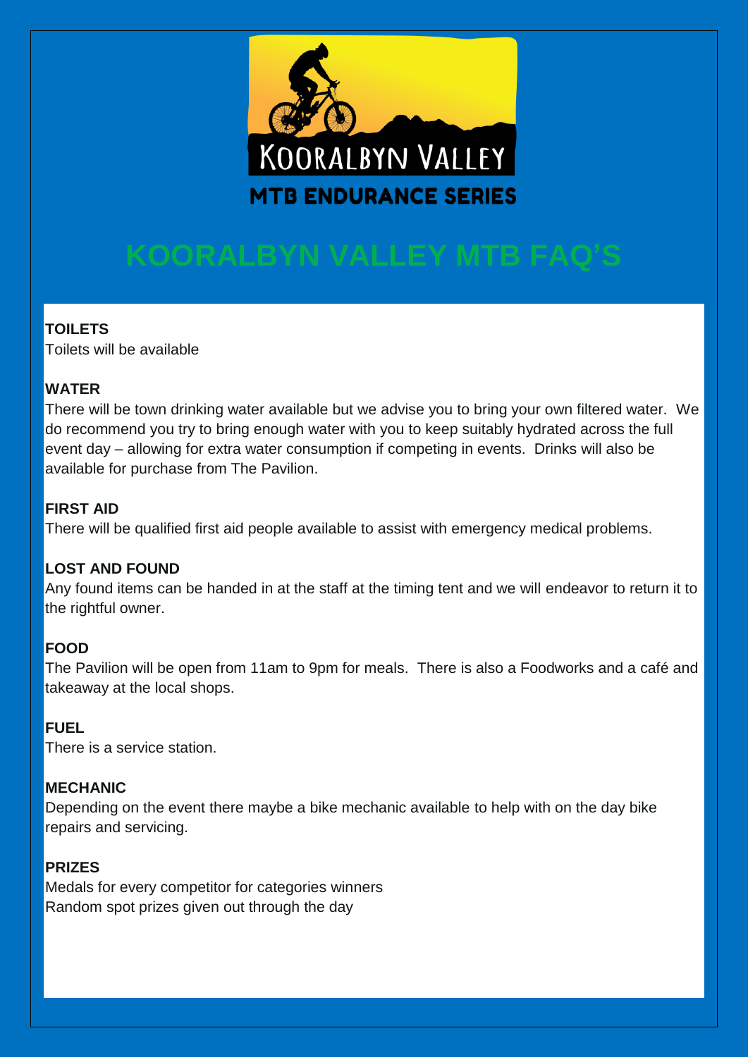KOORALBYN VALLEY

MTB ENDURANCE SERIES

# KOORALBYN VALLEY MTB FAQ'S

**TOILETS**

Toilets will be available

**WATER**

There will be town drinking water available but we advise you to bring your own filtered water. We do recommend you try to bring enough water with you to keep suitably hydrated across the full event day – allowing for extra water consumption if competing in events. Drinks will also be available for purchase from The Pavilion.

**FIRST AID**

There will be qualified first aid people available to assist with emergency medical problems.

**LOST AND FOUND**

Any found items can be handed in at the staff at the timing tent and we will endeavor to return it to the rightful owner.

**FOOD**

The Pavilion will be open from 11am to 9pm for meals. There is also a Foodworks and a café and takeaway at the local shops.

**FUEL**

There is a service station.

**MECHANIC**

Depending on the event there maybe a bike mechanic available to help with on the day bike repairs and servicing.

**PRIZES**

Medals for every competitor for categories winners

Random spot prizes given out through the day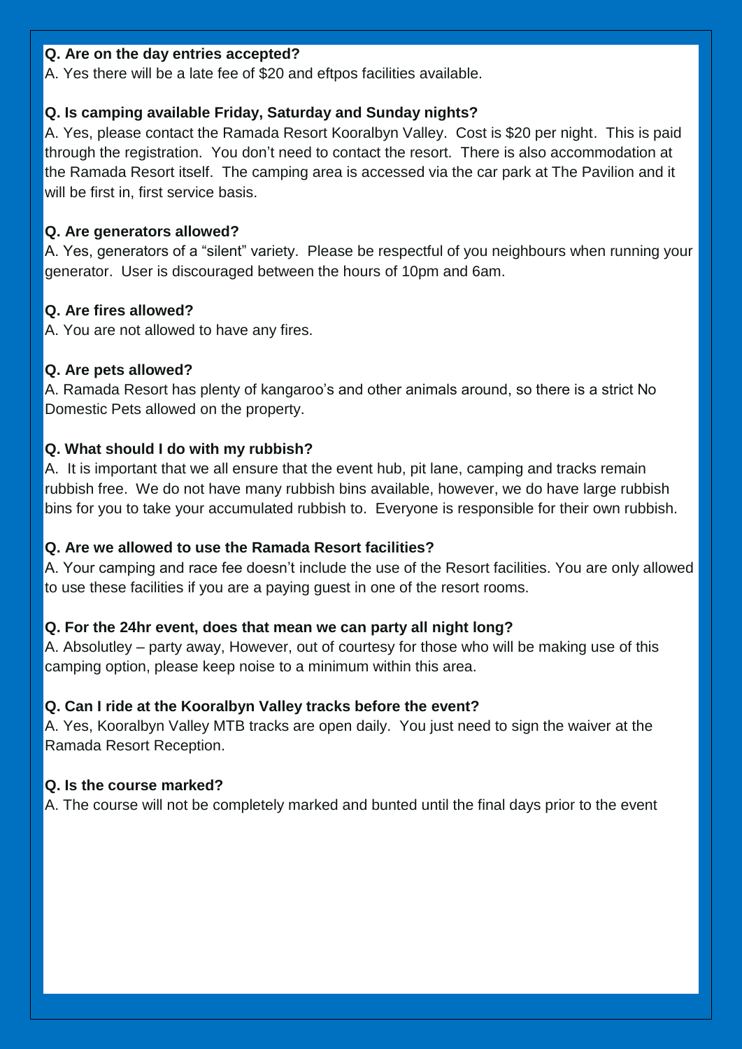**Q. Are on the day entries accepted?**

A. Yes there will be a late fee of $20 and eftpos facilities available.

**Q. Is camping available Friday, Saturday and Sunday nights?**

A. Yes, please contact the Ramada Resort Kooralbyn Valley. Cost is $20 per night. This is paid through the registration. You don't need to contact the resort. There is also accommodation at the Ramada Resort itself. The camping area is accessed via the car park at The Pavilion and it will be first in, first service basis.

**Q. Are generators allowed?**

A. Yes, generators of a "silent" variety. Please be respectful of you neighbours when running your generator. User is discouraged between the hours of 10pm and 6am.

**Q. Are fires allowed?**

A. You are not allowed to have any fires.

**Q. Are pets allowed?**

A. Ramada Resort has plenty of kangaroo's and other animals around, so there is a strict No Domestic Pets allowed on the property.

**Q. What should I do with my rubbish?**

A. It is important that we all ensure that the event hub, pit lane, camping and tracks remain rubbish free. We do not have many rubbish bins available, however, we do have large rubbish bins for you to take your accumulated rubbish to. Everyone is responsible for their own rubbish.

**Q. Are we allowed to use the Ramada Resort facilities?**

A. Your camping and race fee doesn't include the use of the Resort facilities. You are only allowed to use these facilities if you are a paying guest in one of the resort rooms.

**Q. For the 24hr event, does that mean we can party all night long?**

A. Absolutley – party away, However, out of courtesy for those who will be making use of this camping option, please keep noise to a minimum within this area.

**Q. Can I ride at the Kooralbyn Valley tracks before the event?**

A. Yes, Kooralbyn Valley MTB tracks are open daily. You just need to sign the waiver at the Ramada Resort Reception.

**Q. Is the course marked?**

A. The course will not be completely marked and bunted until the final days prior to the event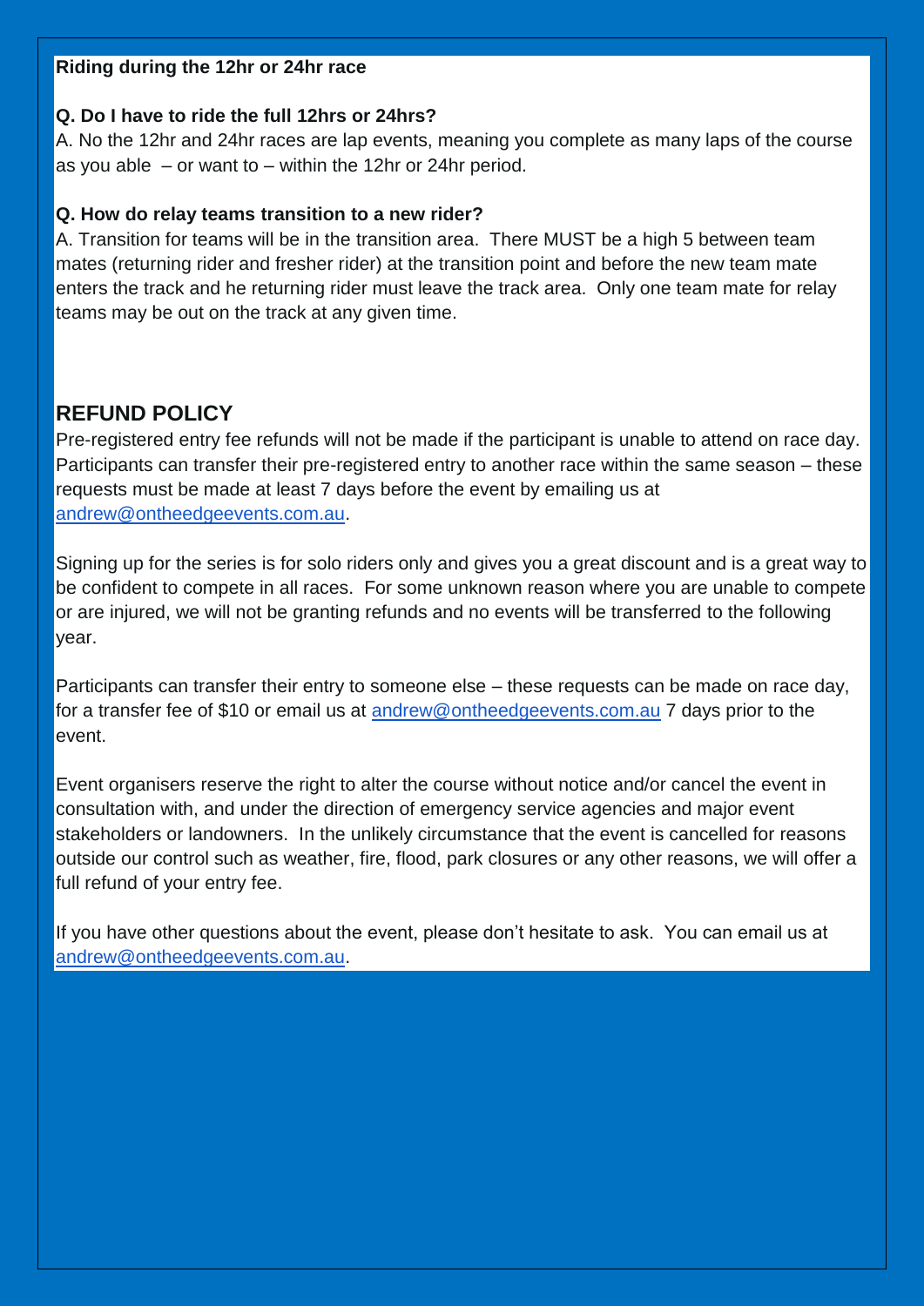**Riding during the 12hr or 24hr race**

**Q. Do I have to ride the full 12hrs or 24hrs?**

A. No the 12hr and 24hr races are lap events, meaning you complete as many laps of the course as you able – or want to – within the 12hr or 24hr period.

**Q. How do relay teams transition to a new rider?**

A. Transition for teams will be in the transition area. There MUST be a high 5 between team mates (returning rider and fresher rider) at the transition point and before the new team mate enters the track and he returning rider must leave the track area. Only one team mate for relay teams may be out on the track at any given time.

## REFUND POLICY

Pre-registered entry fee refunds will not be made if the participant is unable to attend on race day. Participants can transfer their pre-registered entry to another race within the same season – these requests must be made at least 7 days before the event by emailing us at andrew@ontheedgeevents.com.au.

Signing up for the series is for solo riders only and gives you a great discount and is a great way to be confident to compete in all races. For some unknown reason where you are unable to compete or are injured, we will not be granting refunds and no events will be transferred to the following year.

Participants can transfer their entry to someone else – these requests can be made on race day, for a transfer fee of $10 or email us at andrew@ontheedgeevents.com.au 7 days prior to the event.

Event organisers reserve the right to alter the course without notice and/or cancel the event in consultation with, and under the direction of emergency service agencies and major event stakeholders or landowners. In the unlikely circumstance that the event is cancelled for reasons outside our control such as weather, fire, flood, park closures or any other reasons, we will offer a full refund of your entry fee.

If you have other questions about the event, please don't hesitate to ask. You can email us at andrew@ontheedgeevents.com.au.